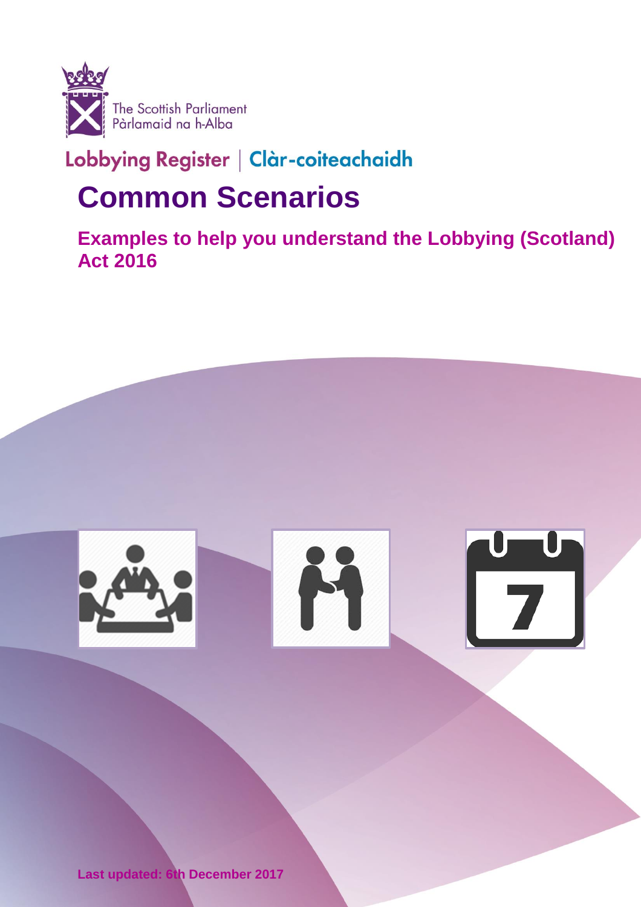The Scottish Parliament
Pàrlamaid na h-Alba

Lobbying Register | Clàr-coiteachaidh

# Common Scenarios

## Examples to help you understand the Lobbying (Scotland) Act 2016

**Last updated: 6th December 2017**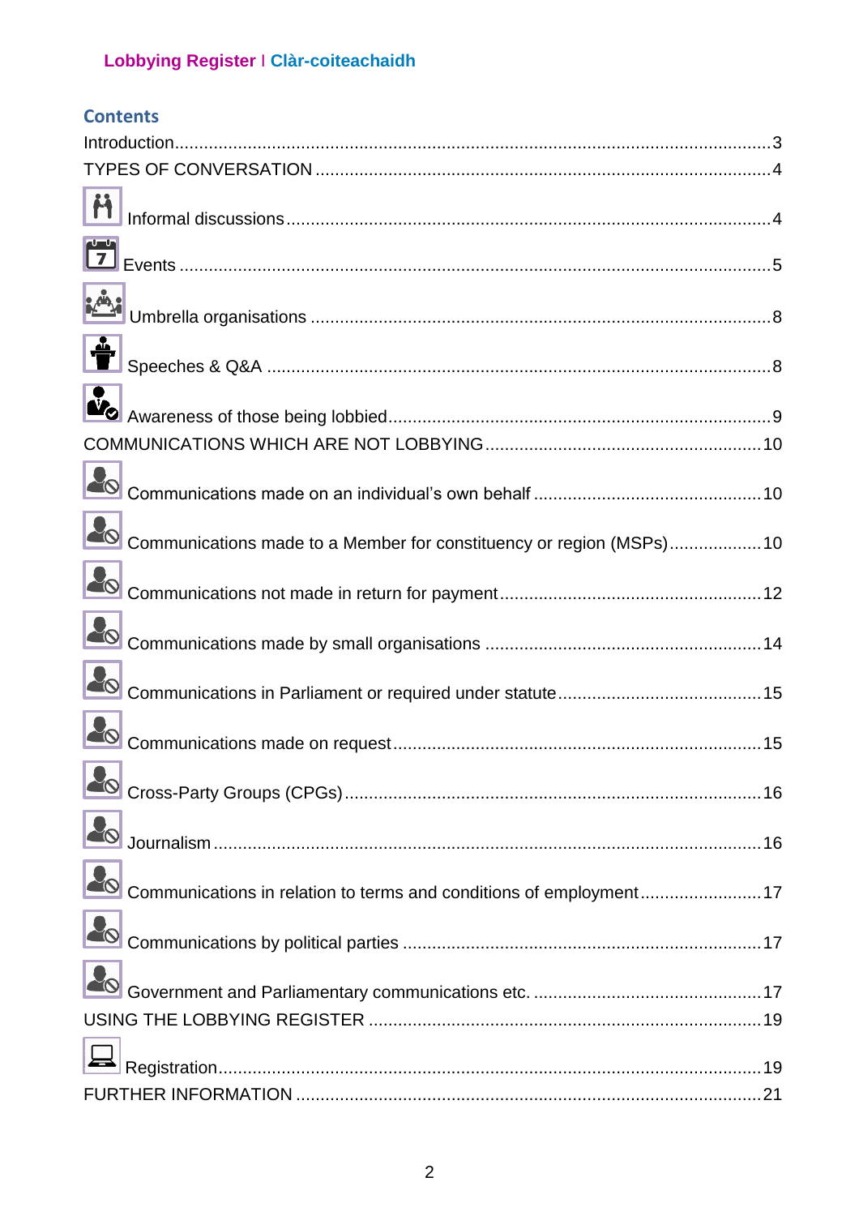## Contents

Introduction ... 3

TYPES OF CONVERSATION ... 4

- Informal discussions ... 4
- Events ... 5
- Umbrella organisations ... 8
- Speeches & Q&A ... 8
- Awareness of those being lobbied ... 9

COMMUNICATIONS WHICH ARE NOT LOBBYING ... 10

- Communications made on an individual's own behalf ... 10
- Communications made to a Member for constituency or region (MSPs) ... 10
- Communications not made in return for payment ... 12
- Communications made by small organisations ... 14
- Communications in Parliament or required under statute ... 15
- Communications made on request ... 15
- Cross-Party Groups (CPGs) ... 16
- Journalism ... 16
- Communications in relation to terms and conditions of employment ... 17
- Communications by political parties ... 17
- Government and Parliamentary communications etc. ... 17

USING THE LOBBYING REGISTER ... 19

- Registration ... 19

FURTHER INFORMATION ... 21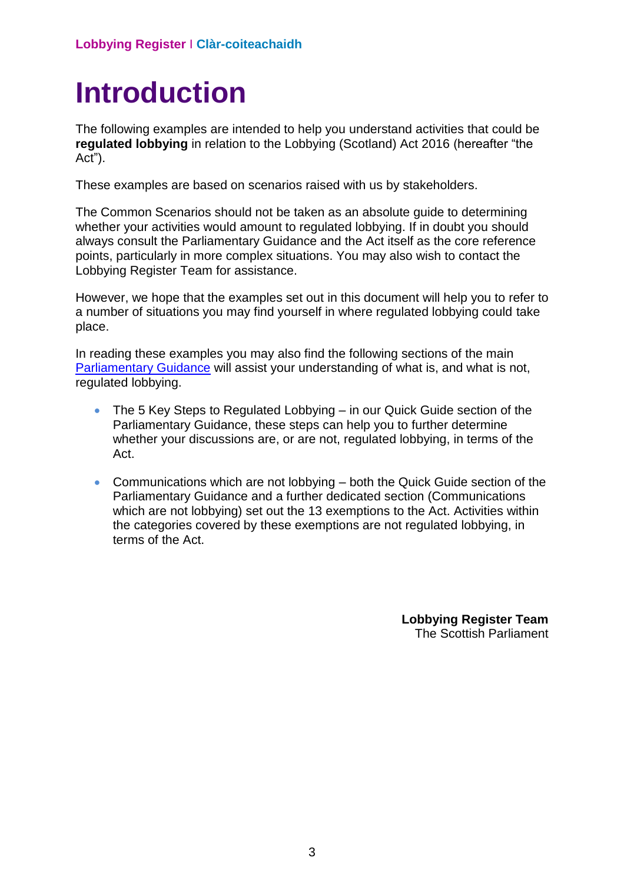# Introduction

The following examples are intended to help you understand activities that could be **regulated lobbying** in relation to the Lobbying (Scotland) Act 2016 (hereafter "the Act").

These examples are based on scenarios raised with us by stakeholders.

The Common Scenarios should not be taken as an absolute guide to determining whether your activities would amount to regulated lobbying. If in doubt you should always consult the Parliamentary Guidance and the Act itself as the core reference points, particularly in more complex situations. You may also wish to contact the Lobbying Register Team for assistance.

However, we hope that the examples set out in this document will help you to refer to a number of situations you may find yourself in where regulated lobbying could take place.

In reading these examples you may also find the following sections of the main Parliamentary Guidance will assist your understanding of what is, and what is not, regulated lobbying.

- The 5 Key Steps to Regulated Lobbying – in our Quick Guide section of the Parliamentary Guidance, these steps can help you to further determine whether your discussions are, or are not, regulated lobbying, in terms of the Act.
- Communications which are not lobbying – both the Quick Guide section of the Parliamentary Guidance and a further dedicated section (Communications which are not lobbying) set out the 13 exemptions to the Act. Activities within the categories covered by these exemptions are not regulated lobbying, in terms of the Act.

**Lobbying Register Team**
The Scottish Parliament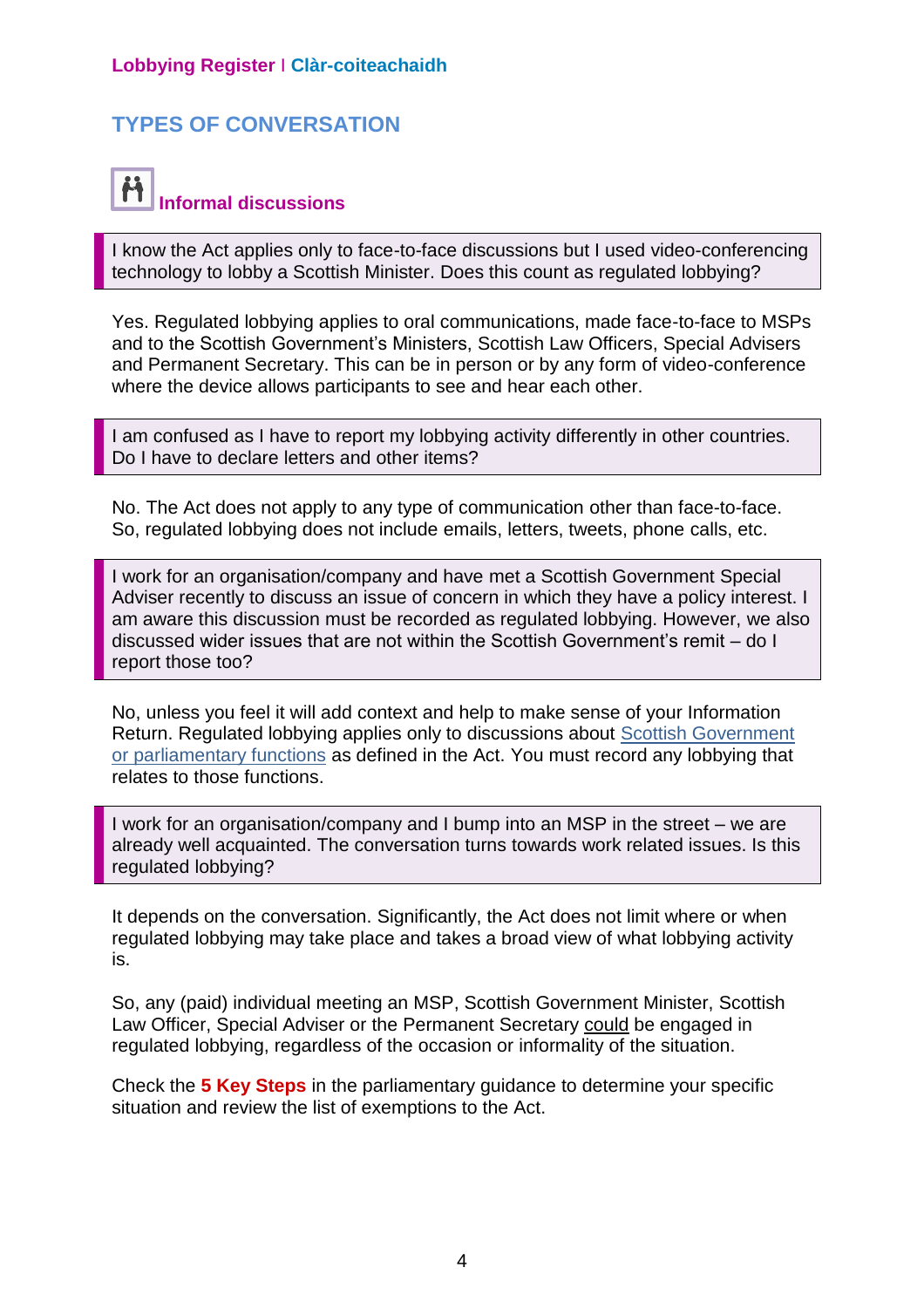## TYPES OF CONVERSATION

### Informal discussions

**I know the Act applies only to face-to-face discussions but I used video-conferencing technology to lobby a Scottish Minister. Does this count as regulated lobbying?**

Yes. Regulated lobbying applies to oral communications, made face-to-face to MSPs and to the Scottish Government's Ministers, Scottish Law Officers, Special Advisers and Permanent Secretary. This can be in person or by any form of video-conference where the device allows participants to see and hear each other.

**I am confused as I have to report my lobbying activity differently in other countries. Do I have to declare letters and other items?**

No. The Act does not apply to any type of communication other than face-to-face. So, regulated lobbying does not include emails, letters, tweets, phone calls, etc.

**I work for an organisation/company and have met a Scottish Government Special Adviser recently to discuss an issue of concern in which they have a policy interest. I am aware this discussion must be recorded as regulated lobbying. However, we also discussed wider issues that are not within the Scottish Government's remit – do I report those too?**

No, unless you feel it will add context and help to make sense of your Information Return. Regulated lobbying applies only to discussions about Scottish Government or parliamentary functions as defined in the Act. You must record any lobbying that relates to those functions.

**I work for an organisation/company and I bump into an MSP in the street – we are already well acquainted. The conversation turns towards work related issues. Is this regulated lobbying?**

It depends on the conversation. Significantly, the Act does not limit where or when regulated lobbying may take place and takes a broad view of what lobbying activity is.

So, any (paid) individual meeting an MSP, Scottish Government Minister, Scottish Law Officer, Special Adviser or the Permanent Secretary could be engaged in regulated lobbying, regardless of the occasion or informality of the situation.

Check the **5 Key Steps** in the parliamentary guidance to determine your specific situation and review the list of exemptions to the Act.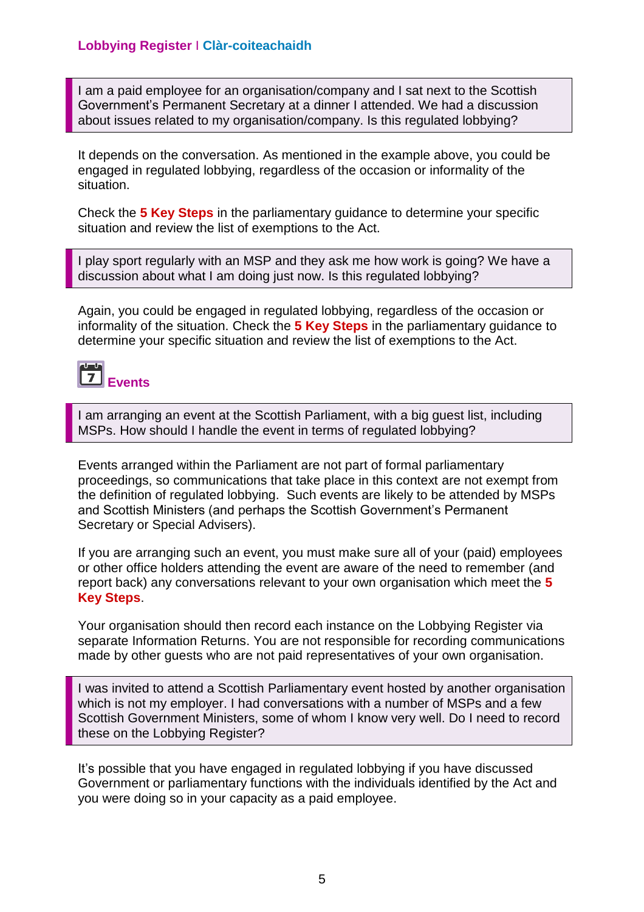**I am a paid employee for an organisation/company and I sat next to the Scottish Government's Permanent Secretary at a dinner I attended. We had a discussion about issues related to my organisation/company. Is this regulated lobbying?**

It depends on the conversation. As mentioned in the example above, you could be engaged in regulated lobbying, regardless of the occasion or informality of the situation.

Check the **5 Key Steps** in the parliamentary guidance to determine your specific situation and review the list of exemptions to the Act.

**I play sport regularly with an MSP and they ask me how work is going? We have a discussion about what I am doing just now. Is this regulated lobbying?**

Again, you could be engaged in regulated lobbying, regardless of the occasion or informality of the situation. Check the **5 Key Steps** in the parliamentary guidance to determine your specific situation and review the list of exemptions to the Act.

## Events

**I am arranging an event at the Scottish Parliament, with a big guest list, including MSPs. How should I handle the event in terms of regulated lobbying?**

Events arranged within the Parliament are not part of formal parliamentary proceedings, so communications that take place in this context are not exempt from the definition of regulated lobbying. Such events are likely to be attended by MSPs and Scottish Ministers (and perhaps the Scottish Government's Permanent Secretary or Special Advisers).

If you are arranging such an event, you must make sure all of your (paid) employees or other office holders attending the event are aware of the need to remember (and report back) any conversations relevant to your own organisation which meet the **5 Key Steps**.

Your organisation should then record each instance on the Lobbying Register via separate Information Returns. You are not responsible for recording communications made by other guests who are not paid representatives of your own organisation.

**I was invited to attend a Scottish Parliamentary event hosted by another organisation which is not my employer. I had conversations with a number of MSPs and a few Scottish Government Ministers, some of whom I know very well. Do I need to record these on the Lobbying Register?**

It's possible that you have engaged in regulated lobbying if you have discussed Government or parliamentary functions with the individuals identified by the Act and you were doing so in your capacity as a paid employee.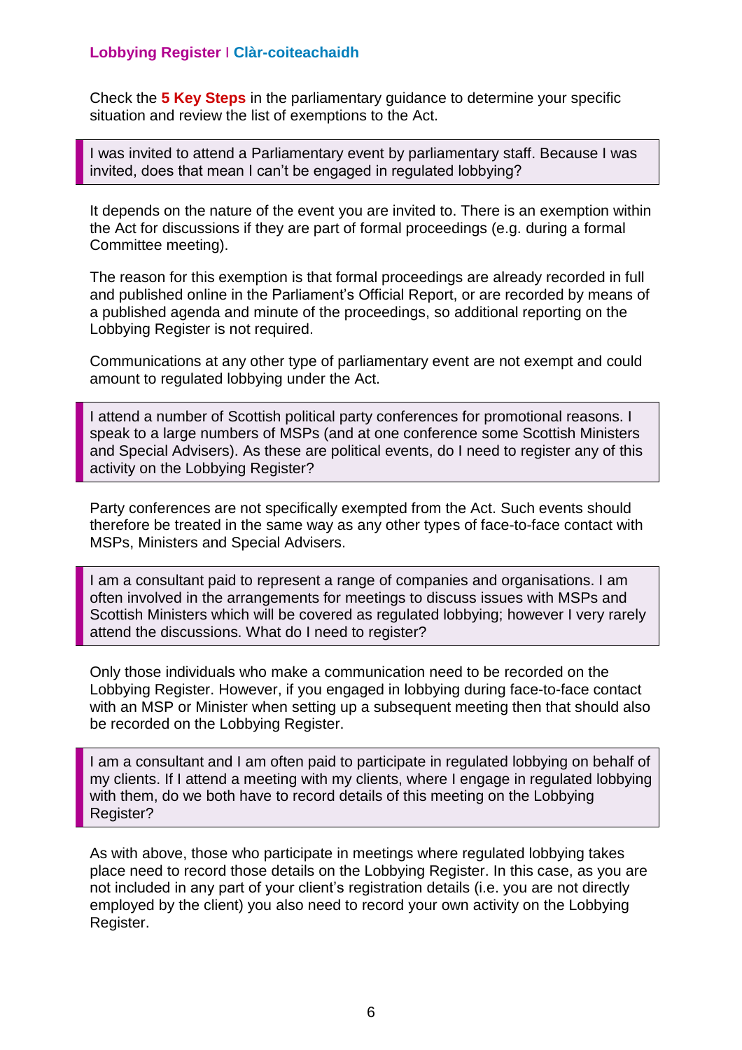Check the **5 Key Steps** in the parliamentary guidance to determine your specific situation and review the list of exemptions to the Act.

> I was invited to attend a Parliamentary event by parliamentary staff. Because I was invited, does that mean I can't be engaged in regulated lobbying?

It depends on the nature of the event you are invited to. There is an exemption within the Act for discussions if they are part of formal proceedings (e.g. during a formal Committee meeting).

The reason for this exemption is that formal proceedings are already recorded in full and published online in the Parliament's Official Report, or are recorded by means of a published agenda and minute of the proceedings, so additional reporting on the Lobbying Register is not required.

Communications at any other type of parliamentary event are not exempt and could amount to regulated lobbying under the Act.

> I attend a number of Scottish political party conferences for promotional reasons. I speak to a large numbers of MSPs (and at one conference some Scottish Ministers and Special Advisers). As these are political events, do I need to register any of this activity on the Lobbying Register?

Party conferences are not specifically exempted from the Act. Such events should therefore be treated in the same way as any other types of face-to-face contact with MSPs, Ministers and Special Advisers.

> I am a consultant paid to represent a range of companies and organisations. I am often involved in the arrangements for meetings to discuss issues with MSPs and Scottish Ministers which will be covered as regulated lobbying; however I very rarely attend the discussions. What do I need to register?

Only those individuals who make a communication need to be recorded on the Lobbying Register. However, if you engaged in lobbying during face-to-face contact with an MSP or Minister when setting up a subsequent meeting then that should also be recorded on the Lobbying Register.

> I am a consultant and I am often paid to participate in regulated lobbying on behalf of my clients. If I attend a meeting with my clients, where I engage in regulated lobbying with them, do we both have to record details of this meeting on the Lobbying Register?

As with above, those who participate in meetings where regulated lobbying takes place need to record those details on the Lobbying Register. In this case, as you are not included in any part of your client's registration details (i.e. you are not directly employed by the client) you also need to record your own activity on the Lobbying Register.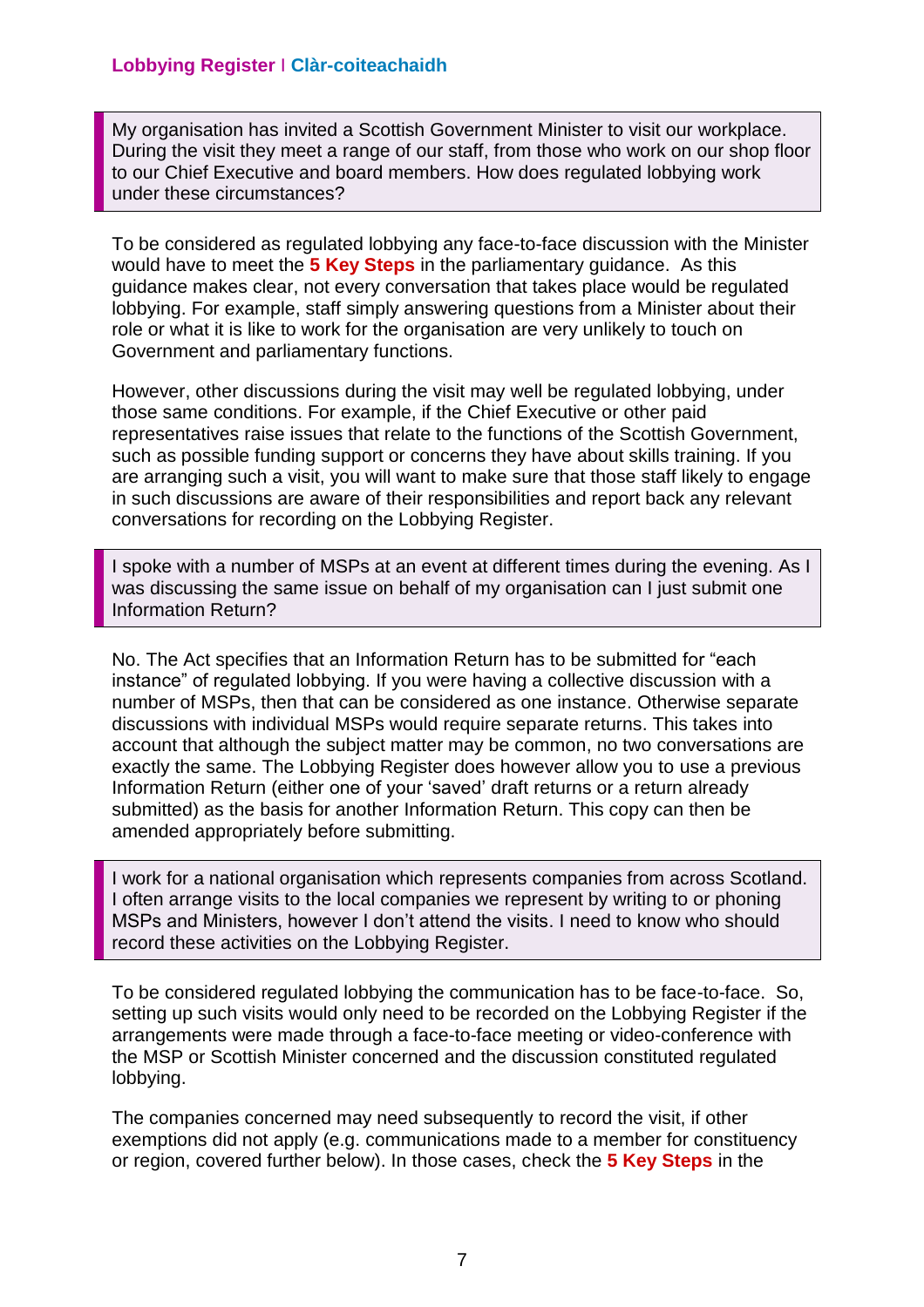My organisation has invited a Scottish Government Minister to visit our workplace. During the visit they meet a range of our staff, from those who work on our shop floor to our Chief Executive and board members. How does regulated lobbying work under these circumstances?

To be considered as regulated lobbying any face-to-face discussion with the Minister would have to meet the **5 Key Steps** in the parliamentary guidance. As this guidance makes clear, not every conversation that takes place would be regulated lobbying. For example, staff simply answering questions from a Minister about their role or what it is like to work for the organisation are very unlikely to touch on Government and parliamentary functions.

However, other discussions during the visit may well be regulated lobbying, under those same conditions. For example, if the Chief Executive or other paid representatives raise issues that relate to the functions of the Scottish Government, such as possible funding support or concerns they have about skills training. If you are arranging such a visit, you will want to make sure that those staff likely to engage in such discussions are aware of their responsibilities and report back any relevant conversations for recording on the Lobbying Register.

I spoke with a number of MSPs at an event at different times during the evening. As I was discussing the same issue on behalf of my organisation can I just submit one Information Return?

No. The Act specifies that an Information Return has to be submitted for "each instance" of regulated lobbying. If you were having a collective discussion with a number of MSPs, then that can be considered as one instance. Otherwise separate discussions with individual MSPs would require separate returns. This takes into account that although the subject matter may be common, no two conversations are exactly the same. The Lobbying Register does however allow you to use a previous Information Return (either one of your 'saved' draft returns or a return already submitted) as the basis for another Information Return. This copy can then be amended appropriately before submitting.

I work for a national organisation which represents companies from across Scotland. I often arrange visits to the local companies we represent by writing to or phoning MSPs and Ministers, however I don't attend the visits. I need to know who should record these activities on the Lobbying Register.

To be considered regulated lobbying the communication has to be face-to-face. So, setting up such visits would only need to be recorded on the Lobbying Register if the arrangements were made through a face-to-face meeting or video-conference with the MSP or Scottish Minister concerned and the discussion constituted regulated lobbying.

The companies concerned may need subsequently to record the visit, if other exemptions did not apply (e.g. communications made to a member for constituency or region, covered further below). In those cases, check the **5 Key Steps** in the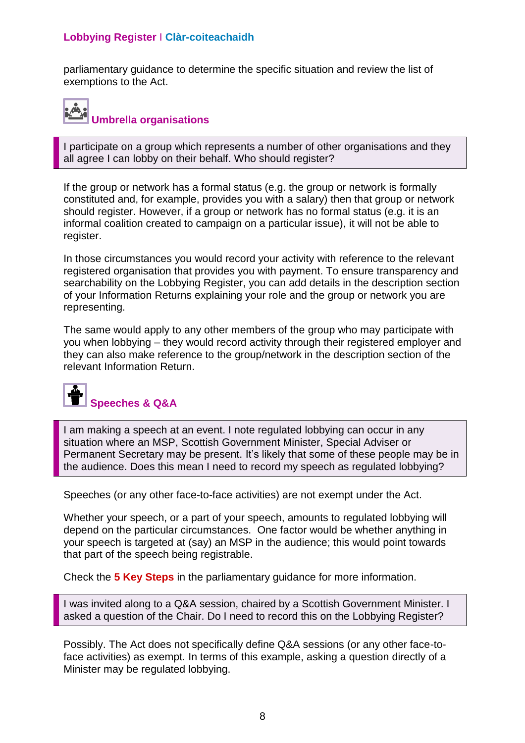parliamentary guidance to determine the specific situation and review the list of exemptions to the Act.

## Umbrella organisations

**I participate on a group which represents a number of other organisations and they all agree I can lobby on their behalf. Who should register?**

If the group or network has a formal status (e.g. the group or network is formally constituted and, for example, provides you with a salary) then that group or network should register. However, if a group or network has no formal status (e.g. it is an informal coalition created to campaign on a particular issue), it will not be able to register.

In those circumstances you would record your activity with reference to the relevant registered organisation that provides you with payment. To ensure transparency and searchability on the Lobbying Register, you can add details in the description section of your Information Returns explaining your role and the group or network you are representing.

The same would apply to any other members of the group who may participate with you when lobbying – they would record activity through their registered employer and they can also make reference to the group/network in the description section of the relevant Information Return.

## Speeches & Q&A

**I am making a speech at an event. I note regulated lobbying can occur in any situation where an MSP, Scottish Government Minister, Special Adviser or Permanent Secretary may be present. It's likely that some of these people may be in the audience. Does this mean I need to record my speech as regulated lobbying?**

Speeches (or any other face-to-face activities) are not exempt under the Act.

Whether your speech, or a part of your speech, amounts to regulated lobbying will depend on the particular circumstances. One factor would be whether anything in your speech is targeted at (say) an MSP in the audience; this would point towards that part of the speech being registrable.

Check the **5 Key Steps** in the parliamentary guidance for more information.

**I was invited along to a Q&A session, chaired by a Scottish Government Minister. I asked a question of the Chair. Do I need to record this on the Lobbying Register?**

Possibly. The Act does not specifically define Q&A sessions (or any other face-to-face activities) as exempt. In terms of this example, asking a question directly of a Minister may be regulated lobbying.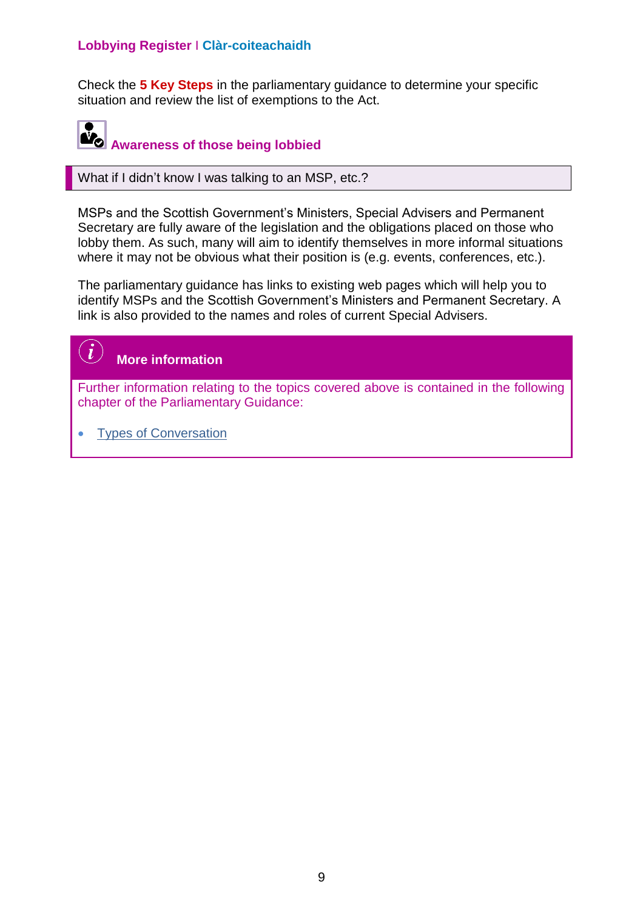Check the **5 Key Steps** in the parliamentary guidance to determine your specific situation and review the list of exemptions to the Act.

## Awareness of those being lobbied

**What if I didn't know I was talking to an MSP, etc.?**

MSPs and the Scottish Government's Ministers, Special Advisers and Permanent Secretary are fully aware of the legislation and the obligations placed on those who lobby them. As such, many will aim to identify themselves in more informal situations where it may not be obvious what their position is (e.g. events, conferences, etc.).

The parliamentary guidance has links to existing web pages which will help you to identify MSPs and the Scottish Government's Ministers and Permanent Secretary. A link is also provided to the names and roles of current Special Advisers.

### More information

Further information relating to the topics covered above is contained in the following chapter of the Parliamentary Guidance:

- Types of Conversation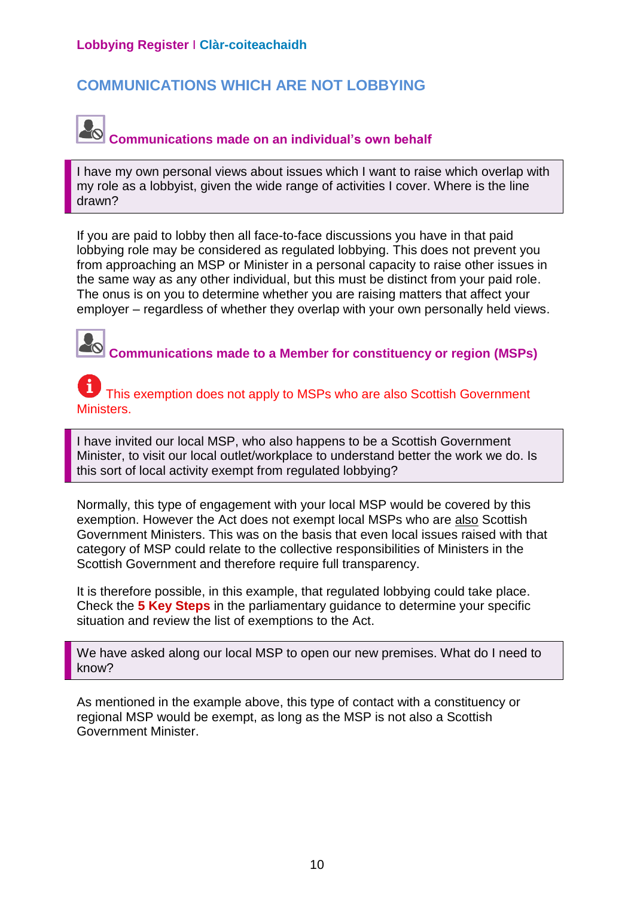## COMMUNICATIONS WHICH ARE NOT LOBBYING

### Communications made on an individual's own behalf

> I have my own personal views about issues which I want to raise which overlap with my role as a lobbyist, given the wide range of activities I cover. Where is the line drawn?

If you are paid to lobby then all face-to-face discussions you have in that paid lobbying role may be considered as regulated lobbying. This does not prevent you from approaching an MSP or Minister in a personal capacity to raise other issues in the same way as any other individual, but this must be distinct from your paid role. The onus is on you to determine whether you are raising matters that affect your employer – regardless of whether they overlap with your own personally held views.

### Communications made to a Member for constituency or region (MSPs)

This exemption does not apply to MSPs who are also Scottish Government Ministers.

> I have invited our local MSP, who also happens to be a Scottish Government Minister, to visit our local outlet/workplace to understand better the work we do. Is this sort of local activity exempt from regulated lobbying?

Normally, this type of engagement with your local MSP would be covered by this exemption. However the Act does not exempt local MSPs who are also Scottish Government Ministers. This was on the basis that even local issues raised with that category of MSP could relate to the collective responsibilities of Ministers in the Scottish Government and therefore require full transparency.

It is therefore possible, in this example, that regulated lobbying could take place. Check the **5 Key Steps** in the parliamentary guidance to determine your specific situation and review the list of exemptions to the Act.

> We have asked along our local MSP to open our new premises. What do I need to know?

As mentioned in the example above, this type of contact with a constituency or regional MSP would be exempt, as long as the MSP is not also a Scottish Government Minister.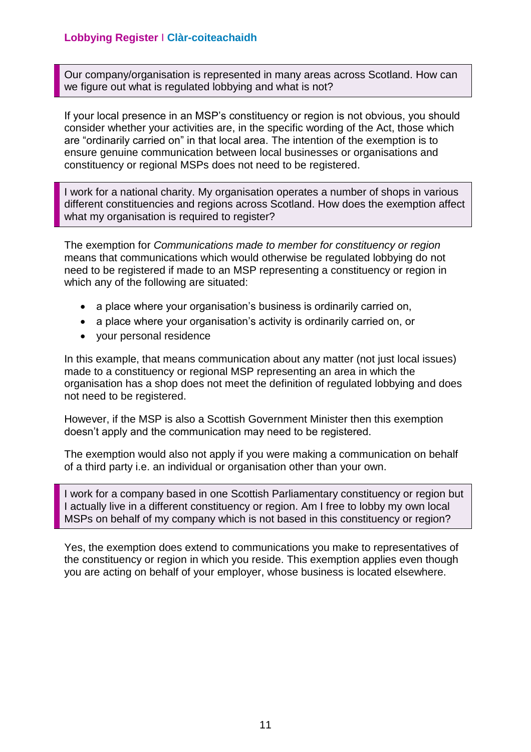**Our company/organisation is represented in many areas across Scotland. How can we figure out what is regulated lobbying and what is not?**

If your local presence in an MSP's constituency or region is not obvious, you should consider whether your activities are, in the specific wording of the Act, those which are "ordinarily carried on" in that local area. The intention of the exemption is to ensure genuine communication between local businesses or organisations and constituency or regional MSPs does not need to be registered.

**I work for a national charity. My organisation operates a number of shops in various different constituencies and regions across Scotland. How does the exemption affect what my organisation is required to register?**

The exemption for *Communications made to member for constituency or region* means that communications which would otherwise be regulated lobbying do not need to be registered if made to an MSP representing a constituency or region in which any of the following are situated:

- a place where your organisation's business is ordinarily carried on,
- a place where your organisation's activity is ordinarily carried on, or
- your personal residence

In this example, that means communication about any matter (not just local issues) made to a constituency or regional MSP representing an area in which the organisation has a shop does not meet the definition of regulated lobbying and does not need to be registered.

However, if the MSP is also a Scottish Government Minister then this exemption doesn't apply and the communication may need to be registered.

The exemption would also not apply if you were making a communication on behalf of a third party i.e. an individual or organisation other than your own.

**I work for a company based in one Scottish Parliamentary constituency or region but I actually live in a different constituency or region. Am I free to lobby my own local MSPs on behalf of my company which is not based in this constituency or region?**

Yes, the exemption does extend to communications you make to representatives of the constituency or region in which you reside. This exemption applies even though you are acting on behalf of your employer, whose business is located elsewhere.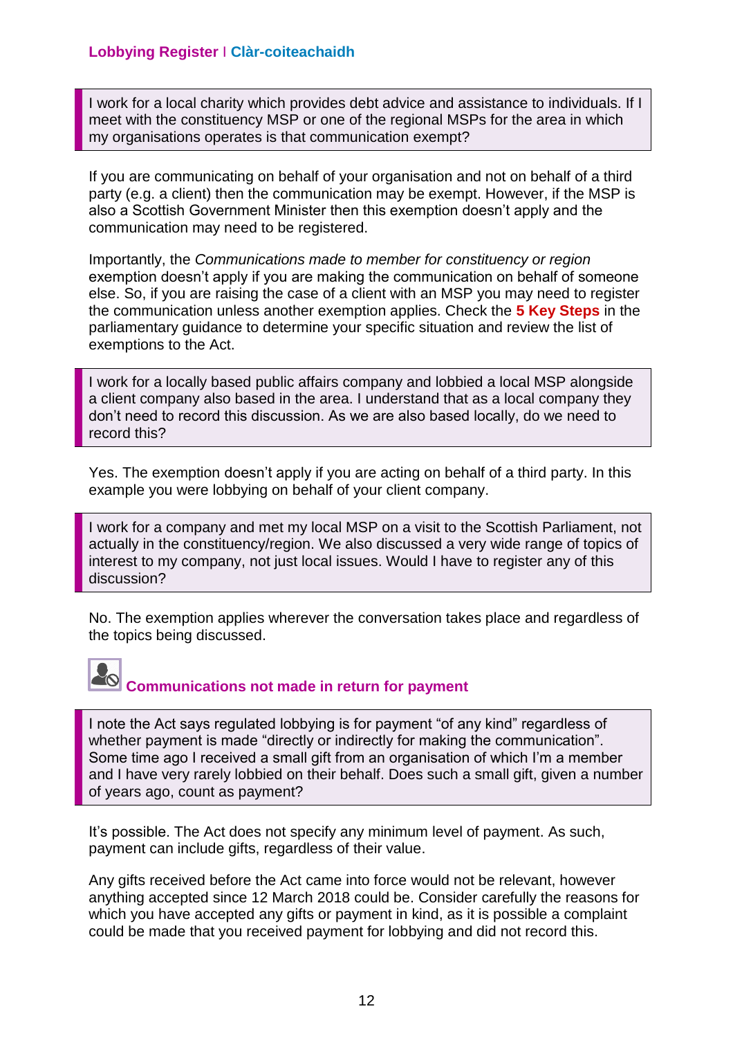I work for a local charity which provides debt advice and assistance to individuals. If I meet with the constituency MSP or one of the regional MSPs for the area in which my organisations operates is that communication exempt?

If you are communicating on behalf of your organisation and not on behalf of a third party (e.g. a client) then the communication may be exempt. However, if the MSP is also a Scottish Government Minister then this exemption doesn't apply and the communication may need to be registered.

Importantly, the *Communications made to member for constituency or region* exemption doesn't apply if you are making the communication on behalf of someone else. So, if you are raising the case of a client with an MSP you may need to register the communication unless another exemption applies. Check the **5 Key Steps** in the parliamentary guidance to determine your specific situation and review the list of exemptions to the Act.

I work for a locally based public affairs company and lobbied a local MSP alongside a client company also based in the area. I understand that as a local company they don't need to record this discussion. As we are also based locally, do we need to record this?

Yes. The exemption doesn't apply if you are acting on behalf of a third party. In this example you were lobbying on behalf of your client company.

I work for a company and met my local MSP on a visit to the Scottish Parliament, not actually in the constituency/region. We also discussed a very wide range of topics of interest to my company, not just local issues. Would I have to register any of this discussion?

No. The exemption applies wherever the conversation takes place and regardless of the topics being discussed.

## Communications not made in return for payment

I note the Act says regulated lobbying is for payment "of any kind" regardless of whether payment is made "directly or indirectly for making the communication". Some time ago I received a small gift from an organisation of which I'm a member and I have very rarely lobbied on their behalf. Does such a small gift, given a number of years ago, count as payment?

It's possible. The Act does not specify any minimum level of payment. As such, payment can include gifts, regardless of their value.

Any gifts received before the Act came into force would not be relevant, however anything accepted since 12 March 2018 could be. Consider carefully the reasons for which you have accepted any gifts or payment in kind, as it is possible a complaint could be made that you received payment for lobbying and did not record this.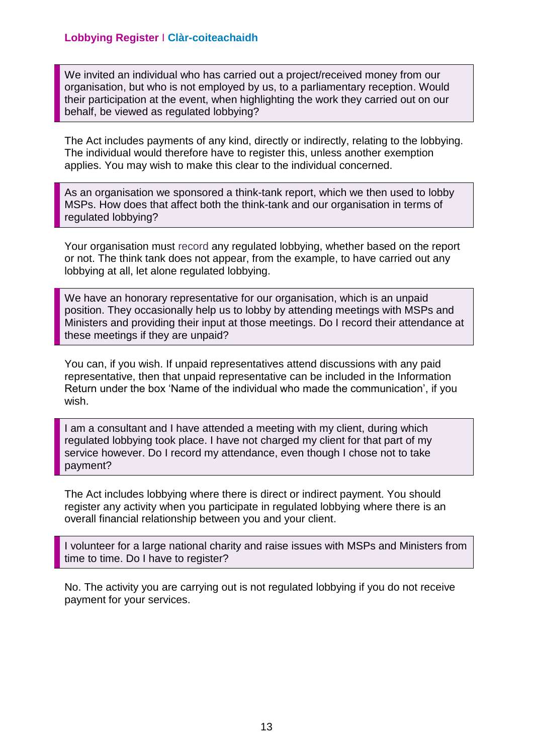**We invited an individual who has carried out a project/received money from our organisation, but who is not employed by us, to a parliamentary reception. Would their participation at the event, when highlighting the work they carried out on our behalf, be viewed as regulated lobbying?**

The Act includes payments of any kind, directly or indirectly, relating to the lobbying. The individual would therefore have to register this, unless another exemption applies. You may wish to make this clear to the individual concerned.

**As an organisation we sponsored a think-tank report, which we then used to lobby MSPs. How does that affect both the think-tank and our organisation in terms of regulated lobbying?**

Your organisation must record any regulated lobbying, whether based on the report or not. The think tank does not appear, from the example, to have carried out any lobbying at all, let alone regulated lobbying.

**We have an honorary representative for our organisation, which is an unpaid position. They occasionally help us to lobby by attending meetings with MSPs and Ministers and providing their input at those meetings. Do I record their attendance at these meetings if they are unpaid?**

You can, if you wish. If unpaid representatives attend discussions with any paid representative, then that unpaid representative can be included in the Information Return under the box 'Name of the individual who made the communication', if you wish.

**I am a consultant and I have attended a meeting with my client, during which regulated lobbying took place. I have not charged my client for that part of my service however. Do I record my attendance, even though I chose not to take payment?**

The Act includes lobbying where there is direct or indirect payment. You should register any activity when you participate in regulated lobbying where there is an overall financial relationship between you and your client.

**I volunteer for a large national charity and raise issues with MSPs and Ministers from time to time. Do I have to register?**

No. The activity you are carrying out is not regulated lobbying if you do not receive payment for your services.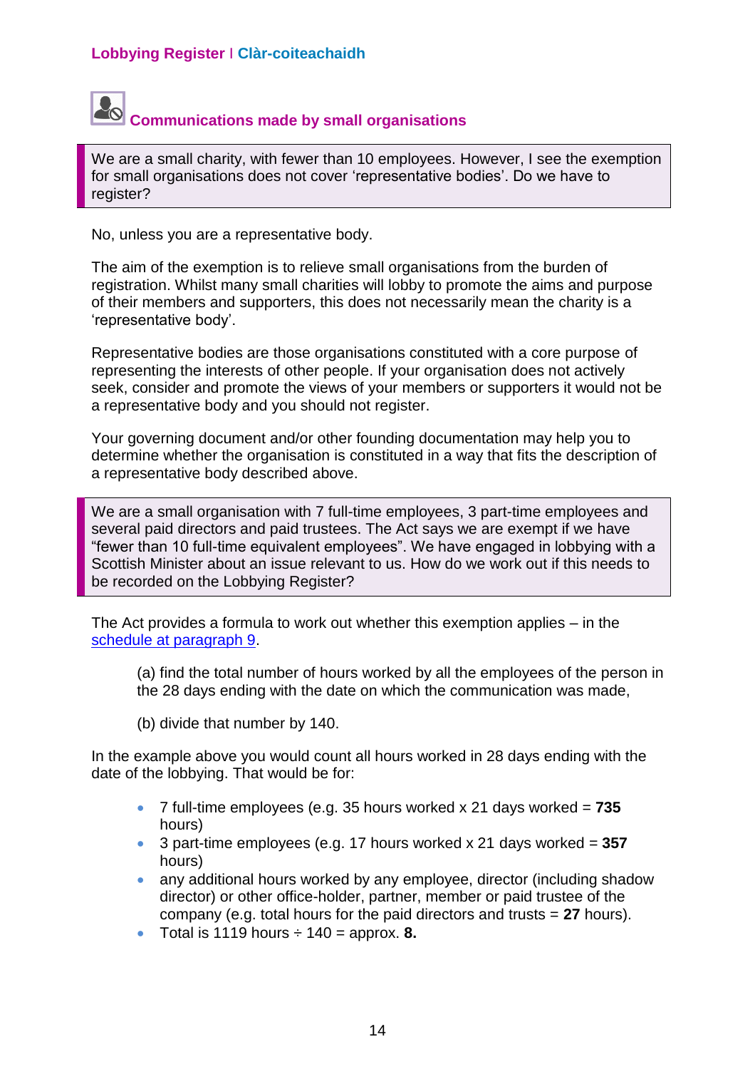## Communications made by small organisations

**We are a small charity, with fewer than 10 employees. However, I see the exemption for small organisations does not cover 'representative bodies'. Do we have to register?**

No, unless you are a representative body.

The aim of the exemption is to relieve small organisations from the burden of registration. Whilst many small charities will lobby to promote the aims and purpose of their members and supporters, this does not necessarily mean the charity is a 'representative body'.

Representative bodies are those organisations constituted with a core purpose of representing the interests of other people. If your organisation does not actively seek, consider and promote the views of your members or supporters it would not be a representative body and you should not register.

Your governing document and/or other founding documentation may help you to determine whether the organisation is constituted in a way that fits the description of a representative body described above.

**We are a small organisation with 7 full-time employees, 3 part-time employees and several paid directors and paid trustees. The Act says we are exempt if we have "fewer than 10 full-time equivalent employees". We have engaged in lobbying with a Scottish Minister about an issue relevant to us. How do we work out if this needs to be recorded on the Lobbying Register?**

The Act provides a formula to work out whether this exemption applies – in the [schedule at paragraph 9](#).

> (a) find the total number of hours worked by all the employees of the person in the 28 days ending with the date on which the communication was made,
>
> (b) divide that number by 140.

In the example above you would count all hours worked in 28 days ending with the date of the lobbying. That would be for:

- 7 full-time employees (e.g. 35 hours worked x 21 days worked = **735** hours)
- 3 part-time employees (e.g. 17 hours worked x 21 days worked = **357** hours)
- any additional hours worked by any employee, director (including shadow director) or other office-holder, partner, member or paid trustee of the company (e.g. total hours for the paid directors and trusts = **27** hours).
- Total is 1119 hours ÷ 140 = approx. **8.**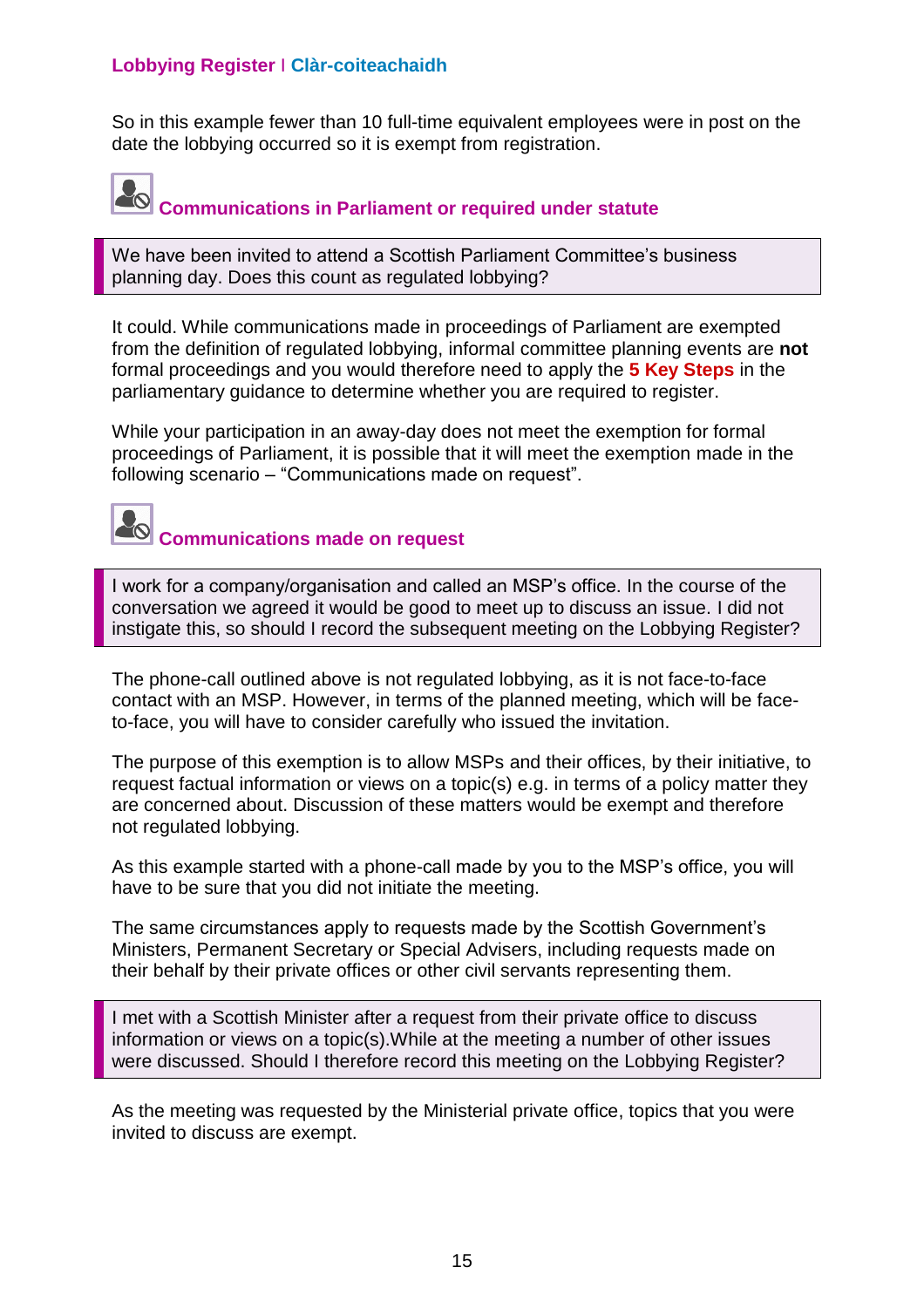So in this example fewer than 10 full-time equivalent employees were in post on the date the lobbying occurred so it is exempt from registration.

## Communications in Parliament or required under statute

> We have been invited to attend a Scottish Parliament Committee's business planning day. Does this count as regulated lobbying?

It could. While communications made in proceedings of Parliament are exempted from the definition of regulated lobbying, informal committee planning events are **not** formal proceedings and you would therefore need to apply the **5 Key Steps** in the parliamentary guidance to determine whether you are required to register.

While your participation in an away-day does not meet the exemption for formal proceedings of Parliament, it is possible that it will meet the exemption made in the following scenario – "Communications made on request".

## Communications made on request

> I work for a company/organisation and called an MSP's office. In the course of the conversation we agreed it would be good to meet up to discuss an issue. I did not instigate this, so should I record the subsequent meeting on the Lobbying Register?

The phone-call outlined above is not regulated lobbying, as it is not face-to-face contact with an MSP. However, in terms of the planned meeting, which will be face-to-face, you will have to consider carefully who issued the invitation.

The purpose of this exemption is to allow MSPs and their offices, by their initiative, to request factual information or views on a topic(s) e.g. in terms of a policy matter they are concerned about. Discussion of these matters would be exempt and therefore not regulated lobbying.

As this example started with a phone-call made by you to the MSP's office, you will have to be sure that you did not initiate the meeting.

The same circumstances apply to requests made by the Scottish Government's Ministers, Permanent Secretary or Special Advisers, including requests made on their behalf by their private offices or other civil servants representing them.

> I met with a Scottish Minister after a request from their private office to discuss information or views on a topic(s).While at the meeting a number of other issues were discussed. Should I therefore record this meeting on the Lobbying Register?

As the meeting was requested by the Ministerial private office, topics that you were invited to discuss are exempt.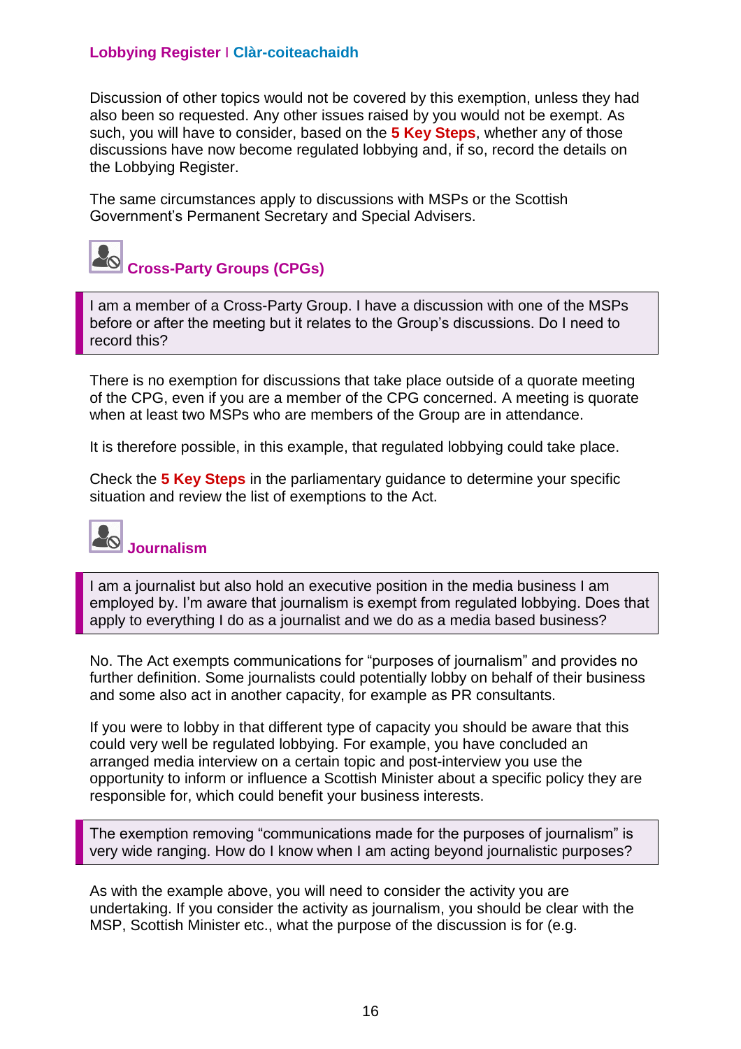Discussion of other topics would not be covered by this exemption, unless they had also been so requested. Any other issues raised by you would not be exempt. As such, you will have to consider, based on the **5 Key Steps**, whether any of those discussions have now become regulated lobbying and, if so, record the details on the Lobbying Register.

The same circumstances apply to discussions with MSPs or the Scottish Government's Permanent Secretary and Special Advisers.

### Cross-Party Groups (CPGs)

> I am a member of a Cross-Party Group. I have a discussion with one of the MSPs before or after the meeting but it relates to the Group's discussions. Do I need to record this?

There is no exemption for discussions that take place outside of a quorate meeting of the CPG, even if you are a member of the CPG concerned. A meeting is quorate when at least two MSPs who are members of the Group are in attendance.

It is therefore possible, in this example, that regulated lobbying could take place.

Check the **5 Key Steps** in the parliamentary guidance to determine your specific situation and review the list of exemptions to the Act.

### Journalism

> I am a journalist but also hold an executive position in the media business I am employed by. I'm aware that journalism is exempt from regulated lobbying. Does that apply to everything I do as a journalist and we do as a media based business?

No. The Act exempts communications for "purposes of journalism" and provides no further definition. Some journalists could potentially lobby on behalf of their business and some also act in another capacity, for example as PR consultants.

If you were to lobby in that different type of capacity you should be aware that this could very well be regulated lobbying. For example, you have concluded an arranged media interview on a certain topic and post-interview you use the opportunity to inform or influence a Scottish Minister about a specific policy they are responsible for, which could benefit your business interests.

> The exemption removing "communications made for the purposes of journalism" is very wide ranging. How do I know when I am acting beyond journalistic purposes?

As with the example above, you will need to consider the activity you are undertaking. If you consider the activity as journalism, you should be clear with the MSP, Scottish Minister etc., what the purpose of the discussion is for (e.g.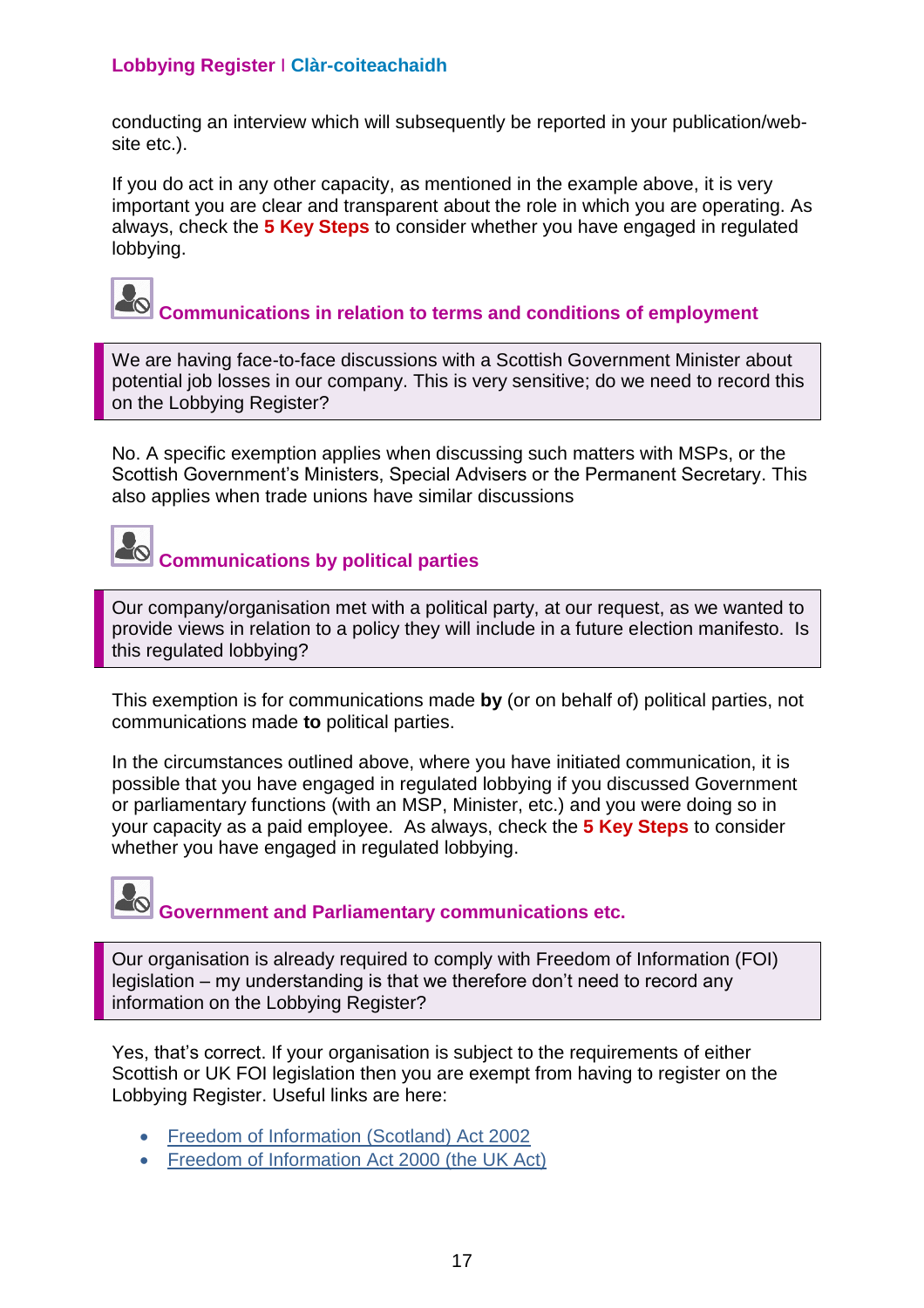conducting an interview which will subsequently be reported in your publication/web-site etc.).

If you do act in any other capacity, as mentioned in the example above, it is very important you are clear and transparent about the role in which you are operating. As always, check the **5 Key Steps** to consider whether you have engaged in regulated lobbying.

### Communications in relation to terms and conditions of employment

> We are having face-to-face discussions with a Scottish Government Minister about potential job losses in our company. This is very sensitive; do we need to record this on the Lobbying Register?

No. A specific exemption applies when discussing such matters with MSPs, or the Scottish Government's Ministers, Special Advisers or the Permanent Secretary. This also applies when trade unions have similar discussions

### Communications by political parties

> Our company/organisation met with a political party, at our request, as we wanted to provide views in relation to a policy they will include in a future election manifesto. Is this regulated lobbying?

This exemption is for communications made **by** (or on behalf of) political parties, not communications made **to** political parties.

In the circumstances outlined above, where you have initiated communication, it is possible that you have engaged in regulated lobbying if you discussed Government or parliamentary functions (with an MSP, Minister, etc.) and you were doing so in your capacity as a paid employee. As always, check the **5 Key Steps** to consider whether you have engaged in regulated lobbying.

### Government and Parliamentary communications etc.

> Our organisation is already required to comply with Freedom of Information (FOI) legislation – my understanding is that we therefore don't need to record any information on the Lobbying Register?

Yes, that's correct. If your organisation is subject to the requirements of either Scottish or UK FOI legislation then you are exempt from having to register on the Lobbying Register. Useful links are here:

- Freedom of Information (Scotland) Act 2002
- Freedom of Information Act 2000 (the UK Act)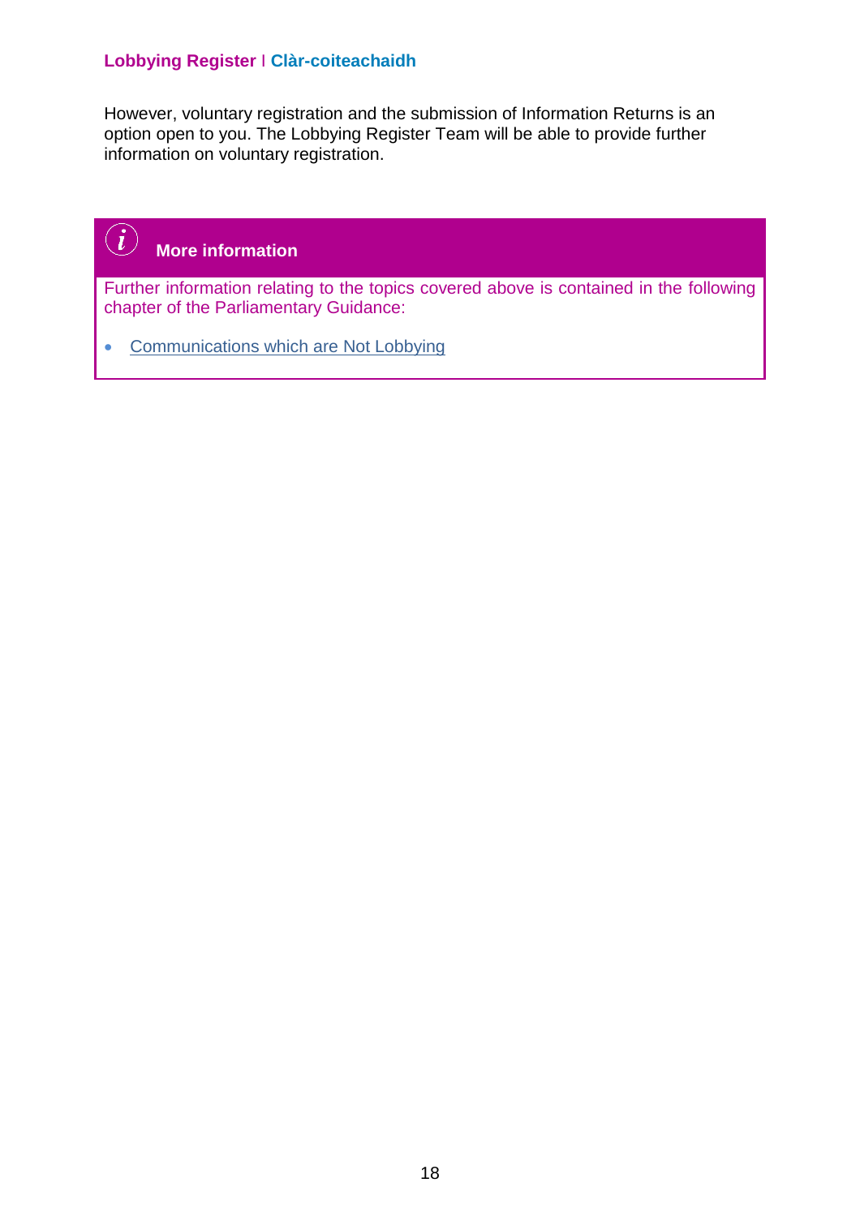However, voluntary registration and the submission of Information Returns is an option open to you. The Lobbying Register Team will be able to provide further information on voluntary registration.

**More information**

Further information relating to the topics covered above is contained in the following chapter of the Parliamentary Guidance:

- Communications which are Not Lobbying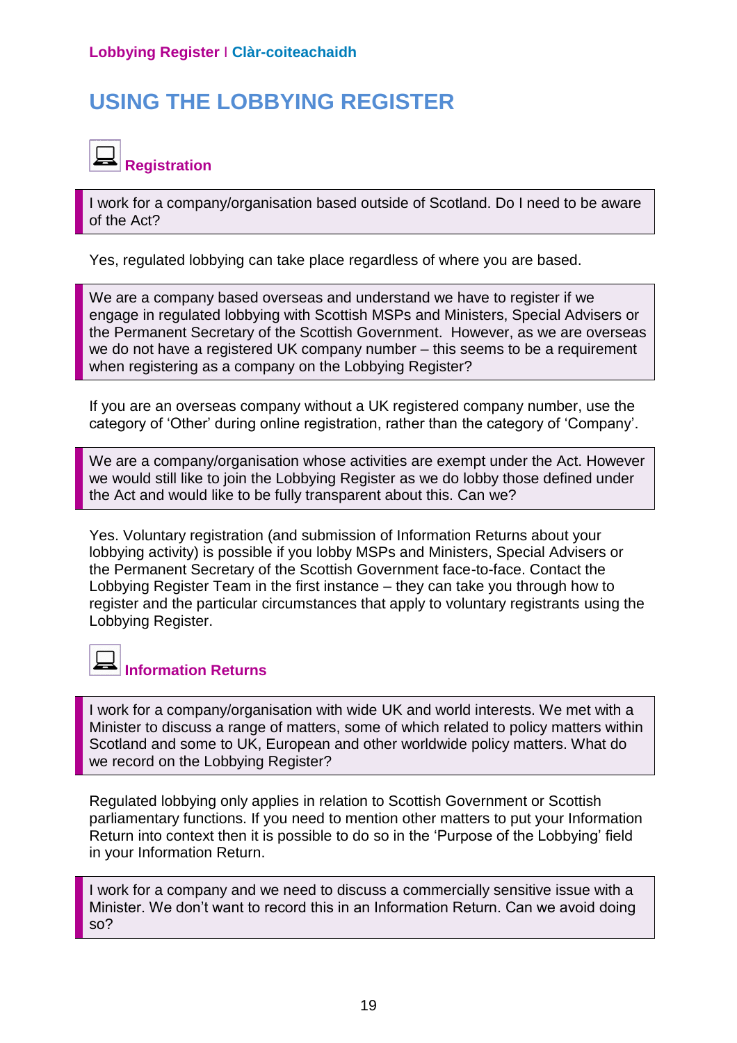# USING THE LOBBYING REGISTER

## Registration

**I work for a company/organisation based outside of Scotland. Do I need to be aware of the Act?**

Yes, regulated lobbying can take place regardless of where you are based.

**We are a company based overseas and understand we have to register if we engage in regulated lobbying with Scottish MSPs and Ministers, Special Advisers or the Permanent Secretary of the Scottish Government. However, as we are overseas we do not have a registered UK company number – this seems to be a requirement when registering as a company on the Lobbying Register?**

If you are an overseas company without a UK registered company number, use the category of 'Other' during online registration, rather than the category of 'Company'.

**We are a company/organisation whose activities are exempt under the Act. However we would still like to join the Lobbying Register as we do lobby those defined under the Act and would like to be fully transparent about this. Can we?**

Yes. Voluntary registration (and submission of Information Returns about your lobbying activity) is possible if you lobby MSPs and Ministers, Special Advisers or the Permanent Secretary of the Scottish Government face-to-face. Contact the Lobbying Register Team in the first instance – they can take you through how to register and the particular circumstances that apply to voluntary registrants using the Lobbying Register.

## Information Returns

**I work for a company/organisation with wide UK and world interests. We met with a Minister to discuss a range of matters, some of which related to policy matters within Scotland and some to UK, European and other worldwide policy matters. What do we record on the Lobbying Register?**

Regulated lobbying only applies in relation to Scottish Government or Scottish parliamentary functions. If you need to mention other matters to put your Information Return into context then it is possible to do so in the 'Purpose of the Lobbying' field in your Information Return.

**I work for a company and we need to discuss a commercially sensitive issue with a Minister. We don't want to record this in an Information Return. Can we avoid doing so?**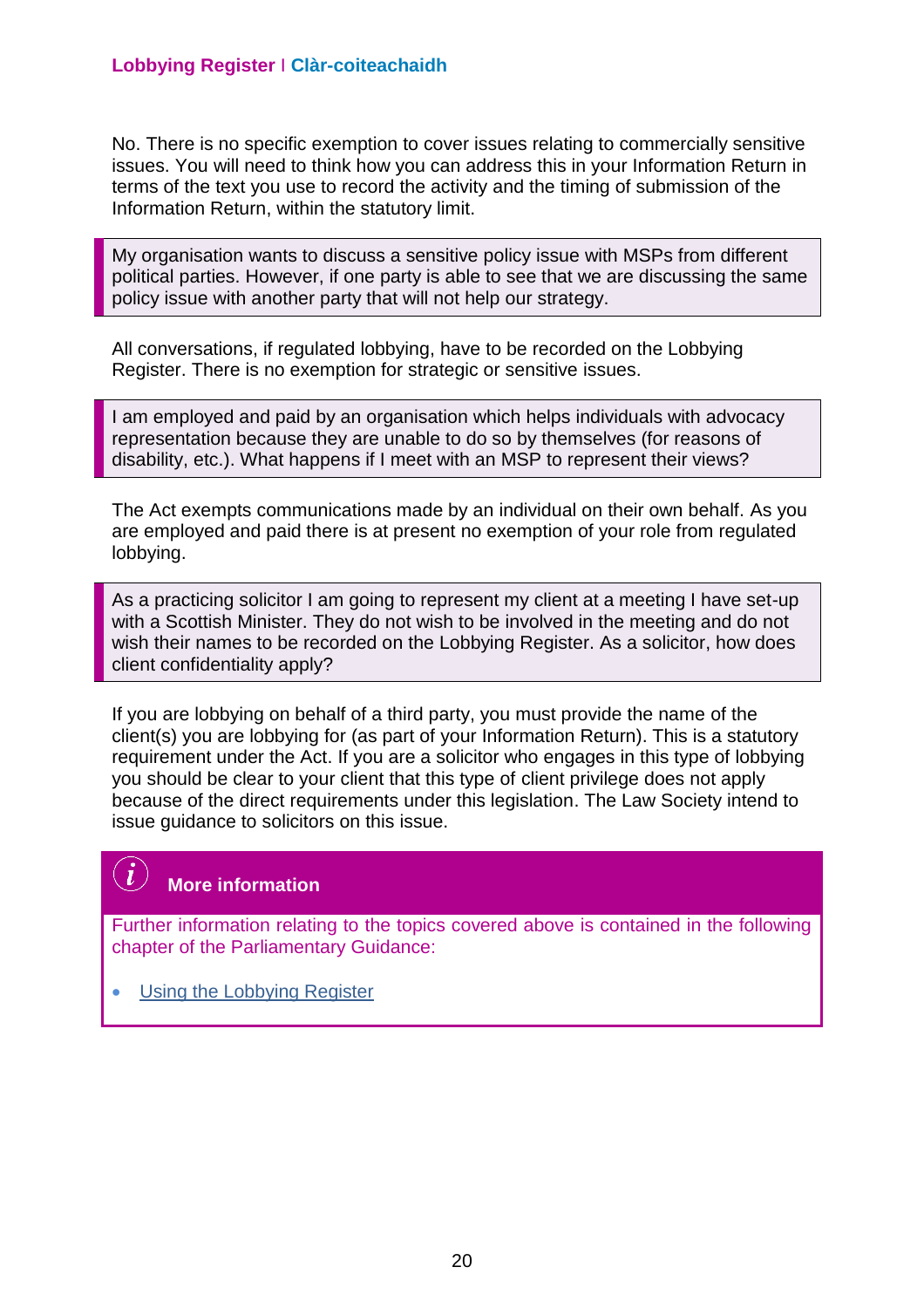No. There is no specific exemption to cover issues relating to commercially sensitive issues. You will need to think how you can address this in your Information Return in terms of the text you use to record the activity and the timing of submission of the Information Return, within the statutory limit.

> My organisation wants to discuss a sensitive policy issue with MSPs from different political parties. However, if one party is able to see that we are discussing the same policy issue with another party that will not help our strategy.

All conversations, if regulated lobbying, have to be recorded on the Lobbying Register. There is no exemption for strategic or sensitive issues.

> I am employed and paid by an organisation which helps individuals with advocacy representation because they are unable to do so by themselves (for reasons of disability, etc.). What happens if I meet with an MSP to represent their views?

The Act exempts communications made by an individual on their own behalf. As you are employed and paid there is at present no exemption of your role from regulated lobbying.

> As a practicing solicitor I am going to represent my client at a meeting I have set-up with a Scottish Minister. They do not wish to be involved in the meeting and do not wish their names to be recorded on the Lobbying Register. As a solicitor, how does client confidentiality apply?

If you are lobbying on behalf of a third party, you must provide the name of the client(s) you are lobbying for (as part of your Information Return). This is a statutory requirement under the Act. If you are a solicitor who engages in this type of lobbying you should be clear to your client that this type of client privilege does not apply because of the direct requirements under this legislation. The Law Society intend to issue guidance to solicitors on this issue.

**More information**

Further information relating to the topics covered above is contained in the following chapter of the Parliamentary Guidance:

- Using the Lobbying Register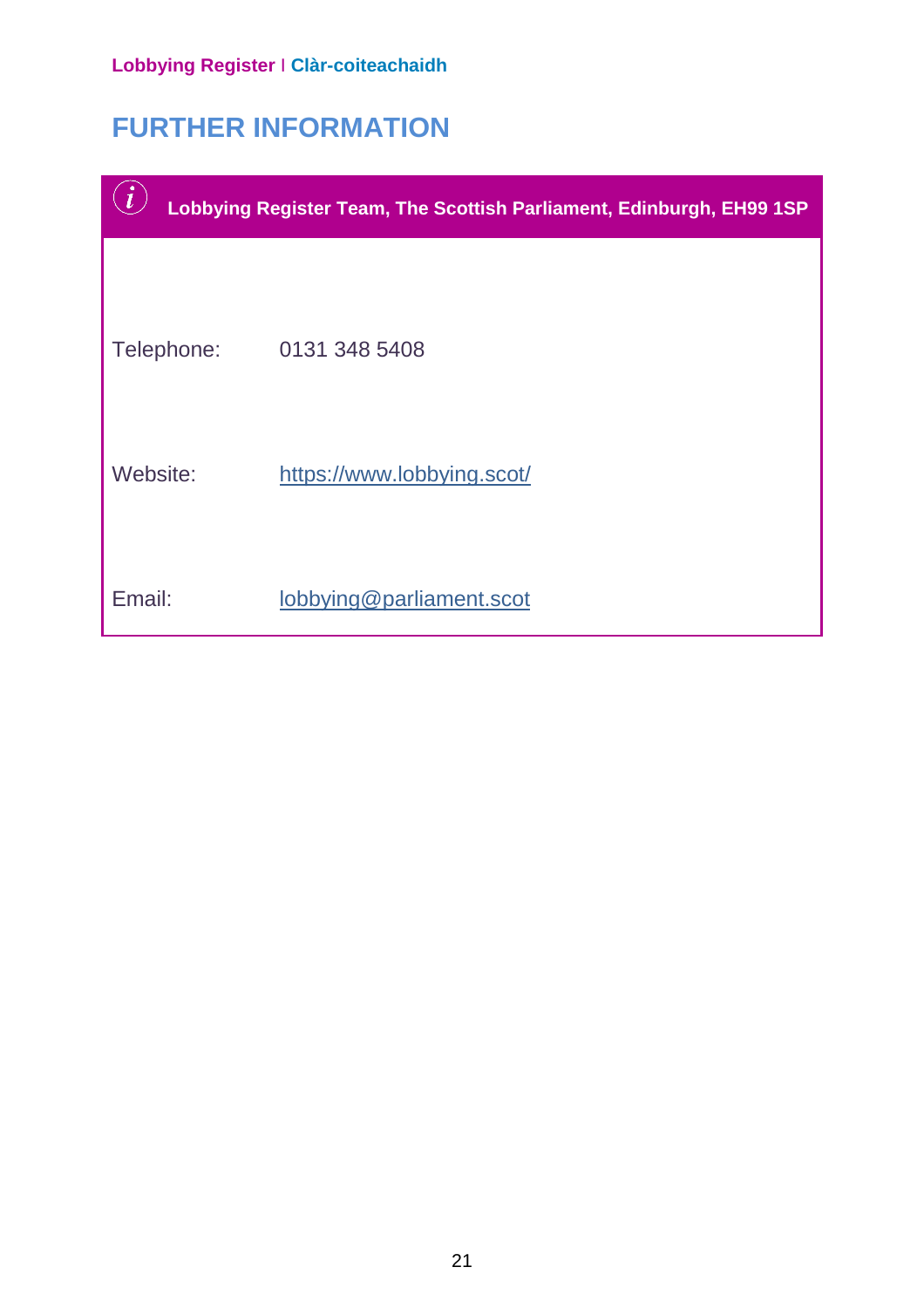## FURTHER INFORMATION

**Lobbying Register Team, The Scottish Parliament, Edinburgh, EH99 1SP**

| | |
|---|---|
| Telephone: | 0131 348 5408 |
| Website: | https://www.lobbying.scot/ |
| Email: | lobbying@parliament.scot |